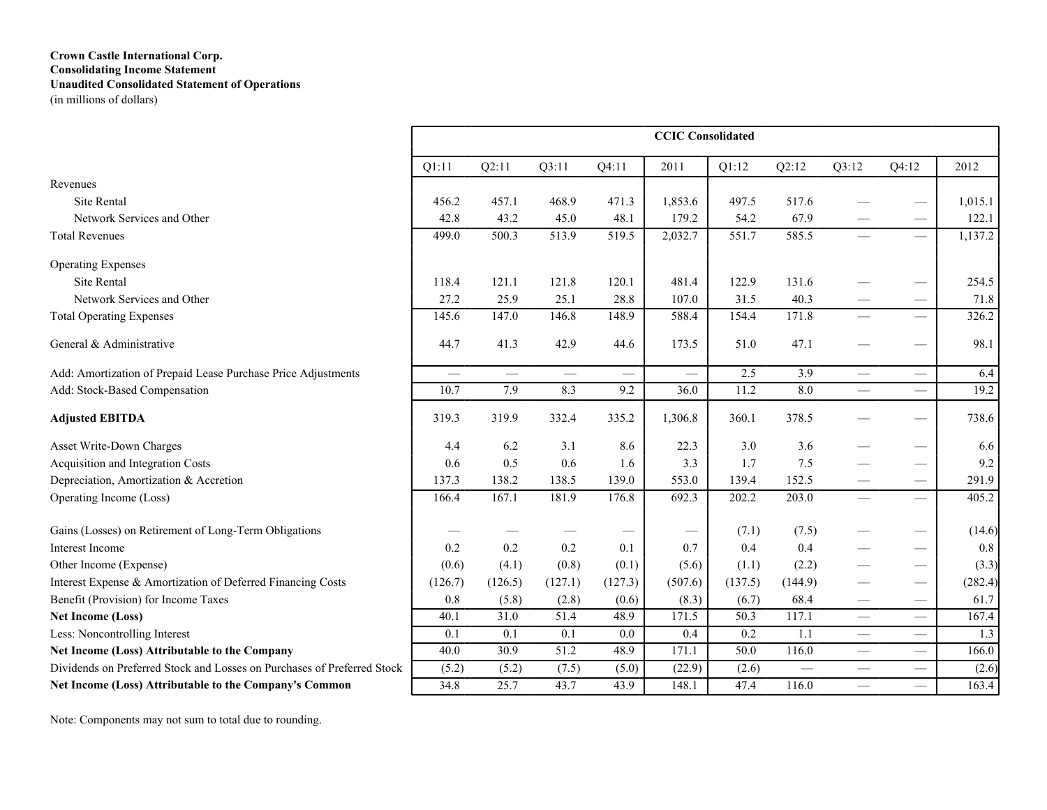**Crown Castle International Corp.**
**Consolidating Income Statement**
**Unaudited Consolidated Statement of Operations**
(in millions of dollars)

| | CCIC Consolidated | | | | | | | | | |
|---|---|---|---|---|---|---|---|---|---|---|
| | Q1:11 | Q2:11 | Q3:11 | Q4:11 | 2011 | Q1:12 | Q2:12 | Q3:12 | Q4:12 | 2012 |
| Revenues | | | | | | | | | | |
| Site Rental | 456.2 | 457.1 | 468.9 | 471.3 | 1,853.6 | 497.5 | 517.6 | — | — | 1,015.1 |
| Network Services and Other | 42.8 | 43.2 | 45.0 | 48.1 | 179.2 | 54.2 | 67.9 | — | — | 122.1 |
| Total Revenues | 499.0 | 500.3 | 513.9 | 519.5 | 2,032.7 | 551.7 | 585.5 | — | — | 1,137.2 |
| Operating Expenses | | | | | | | | | | |
| Site Rental | 118.4 | 121.1 | 121.8 | 120.1 | 481.4 | 122.9 | 131.6 | — | — | 254.5 |
| Network Services and Other | 27.2 | 25.9 | 25.1 | 28.8 | 107.0 | 31.5 | 40.3 | — | — | 71.8 |
| Total Operating Expenses | 145.6 | 147.0 | 146.8 | 148.9 | 588.4 | 154.4 | 171.8 | — | — | 326.2 |
| General & Administrative | 44.7 | 41.3 | 42.9 | 44.6 | 173.5 | 51.0 | 47.1 | — | — | 98.1 |
| Add: Amortization of Prepaid Lease Purchase Price Adjustments | — | — | — | — | — | 2.5 | 3.9 | — | — | 6.4 |
| Add: Stock-Based Compensation | 10.7 | 7.9 | 8.3 | 9.2 | 36.0 | 11.2 | 8.0 | — | — | 19.2 |
| **Adjusted EBITDA** | 319.3 | 319.9 | 332.4 | 335.2 | 1,306.8 | 360.1 | 378.5 | — | — | 738.6 |
| Asset Write-Down Charges | 4.4 | 6.2 | 3.1 | 8.6 | 22.3 | 3.0 | 3.6 | — | — | 6.6 |
| Acquisition and Integration Costs | 0.6 | 0.5 | 0.6 | 1.6 | 3.3 | 1.7 | 7.5 | — | — | 9.2 |
| Depreciation, Amortization & Accretion | 137.3 | 138.2 | 138.5 | 139.0 | 553.0 | 139.4 | 152.5 | — | — | 291.9 |
| Operating Income (Loss) | 166.4 | 167.1 | 181.9 | 176.8 | 692.3 | 202.2 | 203.0 | — | — | 405.2 |
| Gains (Losses) on Retirement of Long-Term Obligations | — | — | — | — | — | (7.1) | (7.5) | — | — | (14.6) |
| Interest Income | 0.2 | 0.2 | 0.2 | 0.1 | 0.7 | 0.4 | 0.4 | — | — | 0.8 |
| Other Income (Expense) | (0.6) | (4.1) | (0.8) | (0.1) | (5.6) | (1.1) | (2.2) | — | — | (3.3) |
| Interest Expense & Amortization of Deferred Financing Costs | (126.7) | (126.5) | (127.1) | (127.3) | (507.6) | (137.5) | (144.9) | — | — | (282.4) |
| Benefit (Provision) for Income Taxes | 0.8 | (5.8) | (2.8) | (0.6) | (8.3) | (6.7) | 68.4 | — | — | 61.7 |
| **Net Income (Loss)** | 40.1 | 31.0 | 51.4 | 48.9 | 171.5 | 50.3 | 117.1 | — | — | 167.4 |
| Less: Noncontrolling Interest | 0.1 | 0.1 | 0.1 | 0.0 | 0.4 | 0.2 | 1.1 | — | — | 1.3 |
| **Net Income (Loss) Attributable to the Company** | 40.0 | 30.9 | 51.2 | 48.9 | 171.1 | 50.0 | 116.0 | — | — | 166.0 |
| Dividends on Preferred Stock and Losses on Purchases of Preferred Stock | (5.2) | (5.2) | (7.5) | (5.0) | (22.9) | (2.6) | — | — | — | (2.6) |
| **Net Income (Loss) Attributable to the Company's Common** | 34.8 | 25.7 | 43.7 | 43.9 | 148.1 | 47.4 | 116.0 | — | — | 163.4 |

Note: Components may not sum to total due to rounding.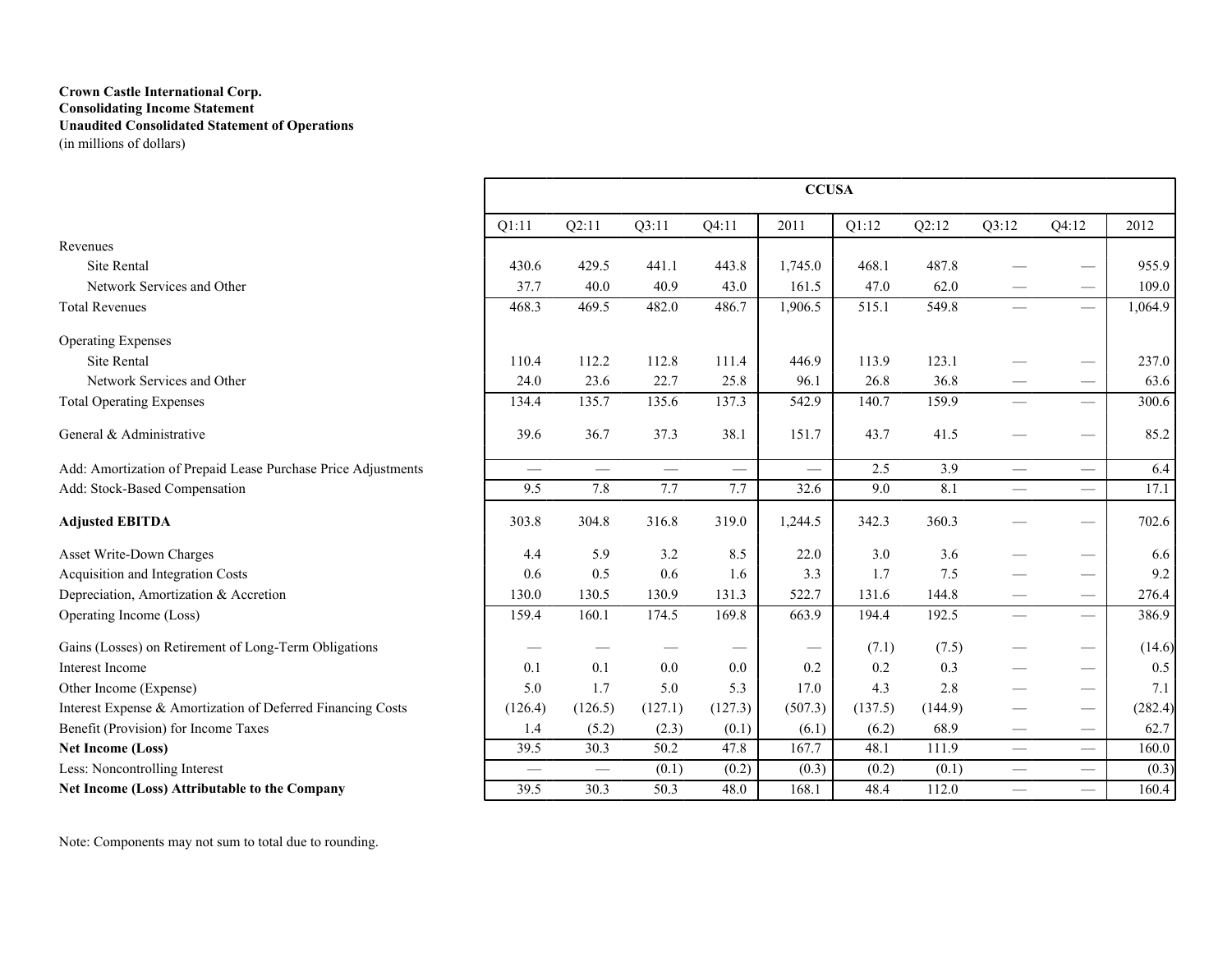**Crown Castle International Corp.**
**Consolidating Income Statement**
**Unaudited Consolidated Statement of Operations**
(in millions of dollars)

| | CCUSA | | | | | | | | | |
|---|---|---|---|---|---|---|---|---|---|---|
| | Q1:11 | Q2:11 | Q3:11 | Q4:11 | 2011 | Q1:12 | Q2:12 | Q3:12 | Q4:12 | 2012 |
| Revenues | | | | | | | | | | |
| Site Rental | 430.6 | 429.5 | 441.1 | 443.8 | 1,745.0 | 468.1 | 487.8 | — | — | 955.9 |
| Network Services and Other | 37.7 | 40.0 | 40.9 | 43.0 | 161.5 | 47.0 | 62.0 | — | — | 109.0 |
| Total Revenues | 468.3 | 469.5 | 482.0 | 486.7 | 1,906.5 | 515.1 | 549.8 | — | — | 1,064.9 |
| Operating Expenses | | | | | | | | | | |
| Site Rental | 110.4 | 112.2 | 112.8 | 111.4 | 446.9 | 113.9 | 123.1 | — | — | 237.0 |
| Network Services and Other | 24.0 | 23.6 | 22.7 | 25.8 | 96.1 | 26.8 | 36.8 | — | — | 63.6 |
| Total Operating Expenses | 134.4 | 135.7 | 135.6 | 137.3 | 542.9 | 140.7 | 159.9 | — | — | 300.6 |
| General & Administrative | 39.6 | 36.7 | 37.3 | 38.1 | 151.7 | 43.7 | 41.5 | — | — | 85.2 |
| Add: Amortization of Prepaid Lease Purchase Price Adjustments | — | — | — | — | — | 2.5 | 3.9 | — | — | 6.4 |
| Add: Stock-Based Compensation | 9.5 | 7.8 | 7.7 | 7.7 | 32.6 | 9.0 | 8.1 | — | — | 17.1 |
| **Adjusted EBITDA** | 303.8 | 304.8 | 316.8 | 319.0 | 1,244.5 | 342.3 | 360.3 | — | — | 702.6 |
| Asset Write-Down Charges | 4.4 | 5.9 | 3.2 | 8.5 | 22.0 | 3.0 | 3.6 | — | — | 6.6 |
| Acquisition and Integration Costs | 0.6 | 0.5 | 0.6 | 1.6 | 3.3 | 1.7 | 7.5 | — | — | 9.2 |
| Depreciation, Amortization & Accretion | 130.0 | 130.5 | 130.9 | 131.3 | 522.7 | 131.6 | 144.8 | — | — | 276.4 |
| Operating Income (Loss) | 159.4 | 160.1 | 174.5 | 169.8 | 663.9 | 194.4 | 192.5 | — | — | 386.9 |
| Gains (Losses) on Retirement of Long-Term Obligations | — | — | — | — | — | (7.1) | (7.5) | — | — | (14.6) |
| Interest Income | 0.1 | 0.1 | 0.0 | 0.0 | 0.2 | 0.2 | 0.3 | — | — | 0.5 |
| Other Income (Expense) | 5.0 | 1.7 | 5.0 | 5.3 | 17.0 | 4.3 | 2.8 | — | — | 7.1 |
| Interest Expense & Amortization of Deferred Financing Costs | (126.4) | (126.5) | (127.1) | (127.3) | (507.3) | (137.5) | (144.9) | — | — | (282.4) |
| Benefit (Provision) for Income Taxes | 1.4 | (5.2) | (2.3) | (0.1) | (6.1) | (6.2) | 68.9 | — | — | 62.7 |
| **Net Income (Loss)** | 39.5 | 30.3 | 50.2 | 47.8 | 167.7 | 48.1 | 111.9 | — | — | 160.0 |
| Less: Noncontrolling Interest | — | — | (0.1) | (0.2) | (0.3) | (0.2) | (0.1) | — | — | (0.3) |
| **Net Income (Loss) Attributable to the Company** | 39.5 | 30.3 | 50.3 | 48.0 | 168.1 | 48.4 | 112.0 | — | — | 160.4 |

Note: Components may not sum to total due to rounding.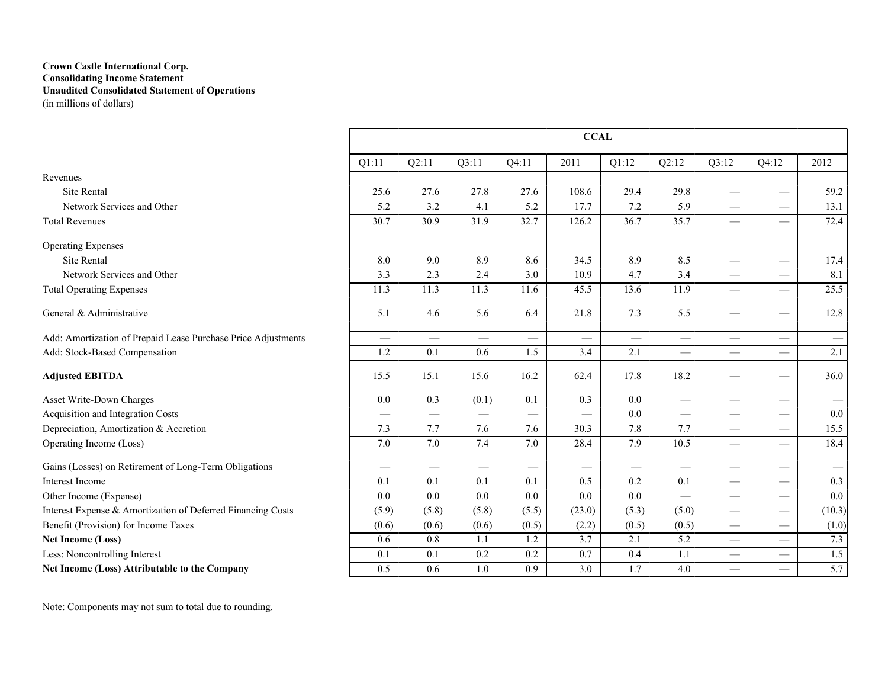**Crown Castle International Corp.**
**Consolidating Income Statement**
**Unaudited Consolidated Statement of Operations**
(in millions of dollars)

| | CCAL | | | | | | | | | |
|---|---|---|---|---|---|---|---|---|---|---|
| | Q1:11 | Q2:11 | Q3:11 | Q4:11 | 2011 | Q1:12 | Q2:12 | Q3:12 | Q4:12 | 2012 |
| Revenues | | | | | | | | | | |
| Site Rental | 25.6 | 27.6 | 27.8 | 27.6 | 108.6 | 29.4 | 29.8 | — | — | 59.2 |
| Network Services and Other | 5.2 | 3.2 | 4.1 | 5.2 | 17.7 | 7.2 | 5.9 | — | — | 13.1 |
| Total Revenues | 30.7 | 30.9 | 31.9 | 32.7 | 126.2 | 36.7 | 35.7 | — | — | 72.4 |
| Operating Expenses | | | | | | | | | | |
| Site Rental | 8.0 | 9.0 | 8.9 | 8.6 | 34.5 | 8.9 | 8.5 | — | — | 17.4 |
| Network Services and Other | 3.3 | 2.3 | 2.4 | 3.0 | 10.9 | 4.7 | 3.4 | — | — | 8.1 |
| Total Operating Expenses | 11.3 | 11.3 | 11.3 | 11.6 | 45.5 | 13.6 | 11.9 | — | — | 25.5 |
| General & Administrative | 5.1 | 4.6 | 5.6 | 6.4 | 21.8 | 7.3 | 5.5 | — | — | 12.8 |
| Add: Amortization of Prepaid Lease Purchase Price Adjustments | — | — | — | — | — | — | — | — | — | — |
| Add: Stock-Based Compensation | 1.2 | 0.1 | 0.6 | 1.5 | 3.4 | 2.1 | — | — | — | 2.1 |
| **Adjusted EBITDA** | 15.5 | 15.1 | 15.6 | 16.2 | 62.4 | 17.8 | 18.2 | — | — | 36.0 |
| Asset Write-Down Charges | 0.0 | 0.3 | (0.1) | 0.1 | 0.3 | 0.0 | — | — | — | — |
| Acquisition and Integration Costs | — | — | — | — | — | 0.0 | — | — | — | 0.0 |
| Depreciation, Amortization & Accretion | 7.3 | 7.7 | 7.6 | 7.6 | 30.3 | 7.8 | 7.7 | — | — | 15.5 |
| Operating Income (Loss) | 7.0 | 7.0 | 7.4 | 7.0 | 28.4 | 7.9 | 10.5 | — | — | 18.4 |
| Gains (Losses) on Retirement of Long-Term Obligations | — | — | — | — | — | — | — | — | — | — |
| Interest Income | 0.1 | 0.1 | 0.1 | 0.1 | 0.5 | 0.2 | 0.1 | — | — | 0.3 |
| Other Income (Expense) | 0.0 | 0.0 | 0.0 | 0.0 | 0.0 | 0.0 | — | — | — | 0.0 |
| Interest Expense & Amortization of Deferred Financing Costs | (5.9) | (5.8) | (5.8) | (5.5) | (23.0) | (5.3) | (5.0) | — | — | (10.3) |
| Benefit (Provision) for Income Taxes | (0.6) | (0.6) | (0.6) | (0.5) | (2.2) | (0.5) | (0.5) | — | — | (1.0) |
| **Net Income (Loss)** | 0.6 | 0.8 | 1.1 | 1.2 | 3.7 | 2.1 | 5.2 | — | — | 7.3 |
| Less: Noncontrolling Interest | 0.1 | 0.1 | 0.2 | 0.2 | 0.7 | 0.4 | 1.1 | — | — | 1.5 |
| **Net Income (Loss) Attributable to the Company** | 0.5 | 0.6 | 1.0 | 0.9 | 3.0 | 1.7 | 4.0 | — | — | 5.7 |

Note: Components may not sum to total due to rounding.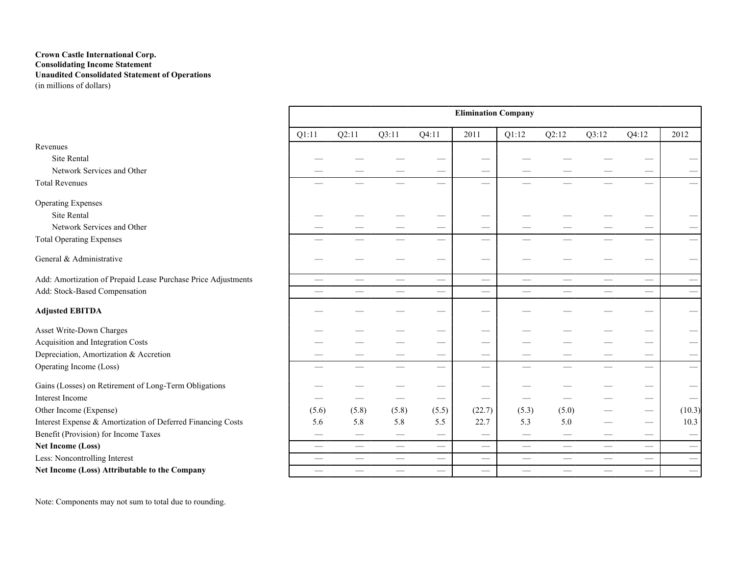**Crown Castle International Corp.**
**Consolidating Income Statement**
**Unaudited Consolidated Statement of Operations**
(in millions of dollars)

| | Elimination Company | | | | | | | | | |
|---|---|---|---|---|---|---|---|---|---|---|
| | Q1:11 | Q2:11 | Q3:11 | Q4:11 | 2011 | Q1:12 | Q2:12 | Q3:12 | Q4:12 | 2012 |
| Revenues | | | | | | | | | | |
| Site Rental | — | — | — | — | — | — | — | — | — | — |
| Network Services and Other | — | — | — | — | — | — | — | — | — | — |
| Total Revenues | — | — | — | — | — | — | — | — | — | — |
| Operating Expenses | | | | | | | | | | |
| Site Rental | — | — | — | — | — | — | — | — | — | — |
| Network Services and Other | — | — | — | — | — | — | — | — | — | — |
| Total Operating Expenses | — | — | — | — | — | — | — | — | — | — |
| General & Administrative | — | — | — | — | — | — | — | — | — | — |
| Add: Amortization of Prepaid Lease Purchase Price Adjustments | — | — | — | — | — | — | — | — | — | — |
| Add: Stock-Based Compensation | — | — | — | — | — | — | — | — | — | — |
| **Adjusted EBITDA** | — | — | — | — | — | — | — | — | — | — |
| Asset Write-Down Charges | — | — | — | — | — | — | — | — | — | — |
| Acquisition and Integration Costs | — | — | — | — | — | — | — | — | — | — |
| Depreciation, Amortization & Accretion | — | — | — | — | — | — | — | — | — | — |
| Operating Income (Loss) | — | — | — | — | — | — | — | — | — | — |
| Gains (Losses) on Retirement of Long-Term Obligations | — | — | — | — | — | — | — | — | — | — |
| Interest Income | — | — | — | — | — | — | — | — | — | — |
| Other Income (Expense) | (5.6) | (5.8) | (5.8) | (5.5) | (22.7) | (5.3) | (5.0) | — | — | (10.3) |
| Interest Expense & Amortization of Deferred Financing Costs | 5.6 | 5.8 | 5.8 | 5.5 | 22.7 | 5.3 | 5.0 | — | — | 10.3 |
| Benefit (Provision) for Income Taxes | — | — | — | — | — | — | — | — | — | — |
| **Net Income (Loss)** | — | — | — | — | — | — | — | — | — | — |
| Less: Noncontrolling Interest | — | — | — | — | — | — | — | — | — | — |
| **Net Income (Loss) Attributable to the Company** | — | — | — | — | — | — | — | — | — | — |

Note: Components may not sum to total due to rounding.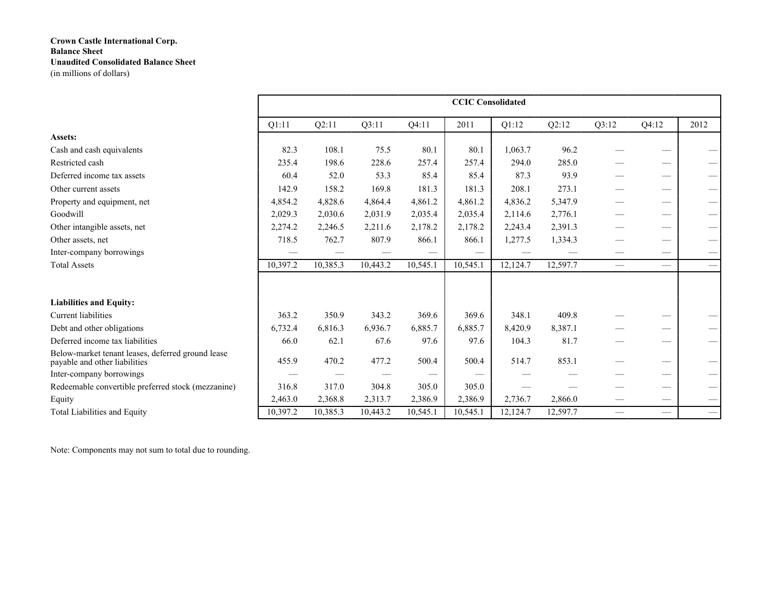**Crown Castle International Corp.**
**Balance Sheet**
**Unaudited Consolidated Balance Sheet**
(in millions of dollars)

| | CCIC Consolidated | | | | | | | | | |
|---|---|---|---|---|---|---|---|---|---|---|
| | Q1:11 | Q2:11 | Q3:11 | Q4:11 | 2011 | Q1:12 | Q2:12 | Q3:12 | Q4:12 | 2012 |
| **Assets:** | | | | | | | | | | |
| Cash and cash equivalents | 82.3 | 108.1 | 75.5 | 80.1 | 80.1 | 1,063.7 | 96.2 | — | — | — |
| Restricted cash | 235.4 | 198.6 | 228.6 | 257.4 | 257.4 | 294.0 | 285.0 | — | — | — |
| Deferred income tax assets | 60.4 | 52.0 | 53.3 | 85.4 | 85.4 | 87.3 | 93.9 | — | — | — |
| Other current assets | 142.9 | 158.2 | 169.8 | 181.3 | 181.3 | 208.1 | 273.1 | — | — | — |
| Property and equipment, net | 4,854.2 | 4,828.6 | 4,864.4 | 4,861.2 | 4,861.2 | 4,836.2 | 5,347.9 | — | — | — |
| Goodwill | 2,029.3 | 2,030.6 | 2,031.9 | 2,035.4 | 2,035.4 | 2,114.6 | 2,776.1 | — | — | — |
| Other intangible assets, net | 2,274.2 | 2,246.5 | 2,211.6 | 2,178.2 | 2,178.2 | 2,243.4 | 2,391.3 | — | — | — |
| Other assets, net | 718.5 | 762.7 | 807.9 | 866.1 | 866.1 | 1,277.5 | 1,334.3 | — | — | — |
| Inter-company borrowings | — | — | — | — | — | — | — | — | — | — |
| Total Assets | 10,397.2 | 10,385.3 | 10,443.2 | 10,545.1 | 10,545.1 | 12,124.7 | 12,597.7 | — | — | — |
| | | | | | | | | | | |
| **Liabilities and Equity:** | | | | | | | | | | |
| Current liabilities | 363.2 | 350.9 | 343.2 | 369.6 | 369.6 | 348.1 | 409.8 | — | — | — |
| Debt and other obligations | 6,732.4 | 6,816.3 | 6,936.7 | 6,885.7 | 6,885.7 | 8,420.9 | 8,387.1 | — | — | — |
| Deferred income tax liabilities | 66.0 | 62.1 | 67.6 | 97.6 | 97.6 | 104.3 | 81.7 | — | — | — |
| Below-market tenant leases, deferred ground lease payable and other liabilities | 455.9 | 470.2 | 477.2 | 500.4 | 500.4 | 514.7 | 853.1 | — | — | — |
| Inter-company borrowings | — | — | — | — | — | — | — | — | — | — |
| Redeemable convertible preferred stock (mezzanine) | 316.8 | 317.0 | 304.8 | 305.0 | 305.0 | — | — | — | — | — |
| Equity | 2,463.0 | 2,368.8 | 2,313.7 | 2,386.9 | 2,386.9 | 2,736.7 | 2,866.0 | — | — | — |
| Total Liabilities and Equity | 10,397.2 | 10,385.3 | 10,443.2 | 10,545.1 | 10,545.1 | 12,124.7 | 12,597.7 | — | — | — |

Note: Components may not sum to total due to rounding.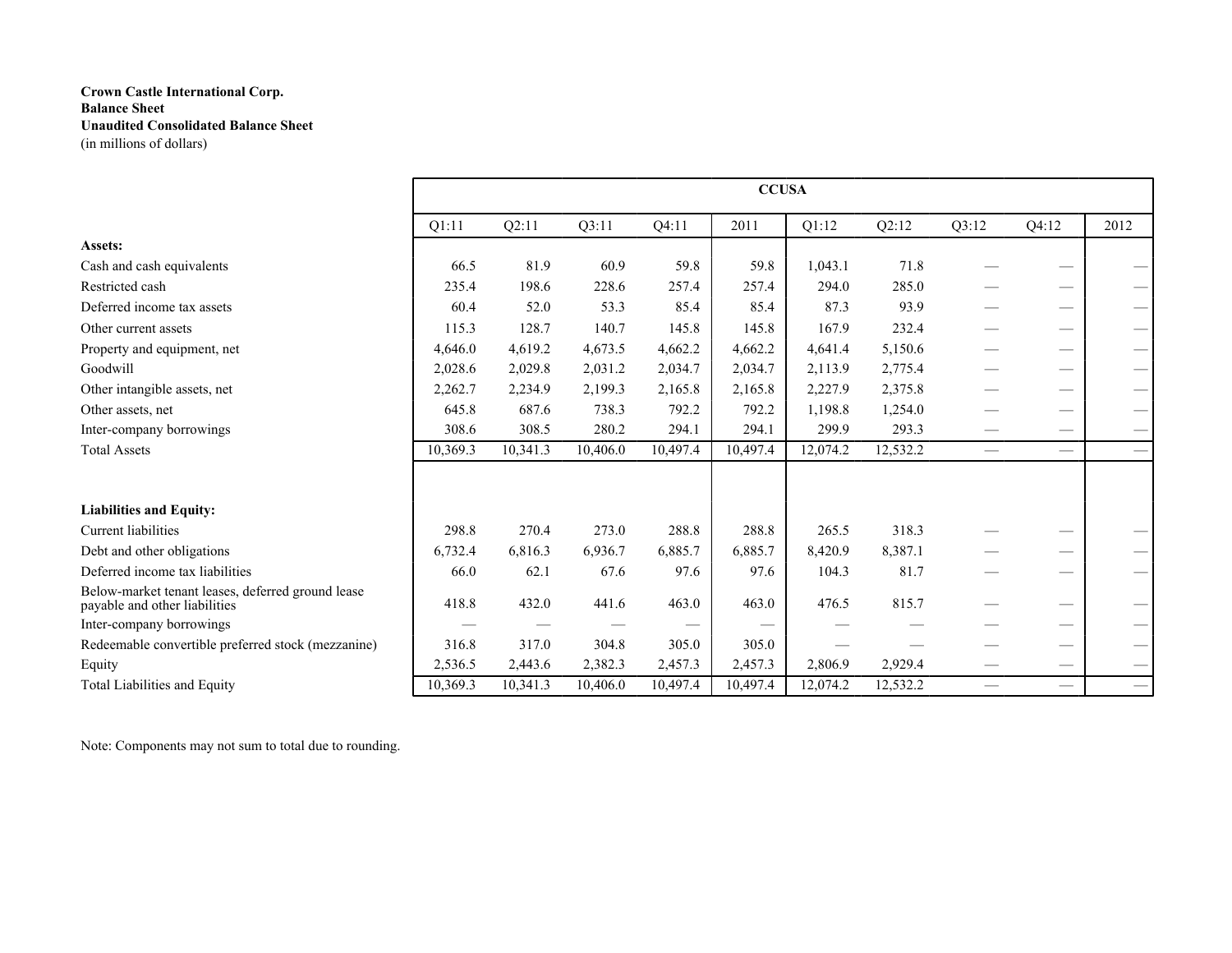**Crown Castle International Corp.**
**Balance Sheet**
**Unaudited Consolidated Balance Sheet**
(in millions of dollars)

| | CCUSA | | | | | | | | | |
|---|---|---|---|---|---|---|---|---|---|---|
| | Q1:11 | Q2:11 | Q3:11 | Q4:11 | 2011 | Q1:12 | Q2:12 | Q3:12 | Q4:12 | 2012 |
| **Assets:** | | | | | | | | | | |
| Cash and cash equivalents | 66.5 | 81.9 | 60.9 | 59.8 | 59.8 | 1,043.1 | 71.8 | — | — | — |
| Restricted cash | 235.4 | 198.6 | 228.6 | 257.4 | 257.4 | 294.0 | 285.0 | — | — | — |
| Deferred income tax assets | 60.4 | 52.0 | 53.3 | 85.4 | 85.4 | 87.3 | 93.9 | — | — | — |
| Other current assets | 115.3 | 128.7 | 140.7 | 145.8 | 145.8 | 167.9 | 232.4 | — | — | — |
| Property and equipment, net | 4,646.0 | 4,619.2 | 4,673.5 | 4,662.2 | 4,662.2 | 4,641.4 | 5,150.6 | — | — | — |
| Goodwill | 2,028.6 | 2,029.8 | 2,031.2 | 2,034.7 | 2,034.7 | 2,113.9 | 2,775.4 | — | — | — |
| Other intangible assets, net | 2,262.7 | 2,234.9 | 2,199.3 | 2,165.8 | 2,165.8 | 2,227.9 | 2,375.8 | — | — | — |
| Other assets, net | 645.8 | 687.6 | 738.3 | 792.2 | 792.2 | 1,198.8 | 1,254.0 | — | — | — |
| Inter-company borrowings | 308.6 | 308.5 | 280.2 | 294.1 | 294.1 | 299.9 | 293.3 | — | — | — |
| Total Assets | 10,369.3 | 10,341.3 | 10,406.0 | 10,497.4 | 10,497.4 | 12,074.2 | 12,532.2 | — | — | — |
| **Liabilities and Equity:** | | | | | | | | | | |
| Current liabilities | 298.8 | 270.4 | 273.0 | 288.8 | 288.8 | 265.5 | 318.3 | — | — | — |
| Debt and other obligations | 6,732.4 | 6,816.3 | 6,936.7 | 6,885.7 | 6,885.7 | 8,420.9 | 8,387.1 | — | — | — |
| Deferred income tax liabilities | 66.0 | 62.1 | 67.6 | 97.6 | 97.6 | 104.3 | 81.7 | — | — | — |
| Below-market tenant leases, deferred ground lease payable and other liabilities | 418.8 | 432.0 | 441.6 | 463.0 | 463.0 | 476.5 | 815.7 | — | — | — |
| Inter-company borrowings | — | — | — | — | — | — | — | — | — | — |
| Redeemable convertible preferred stock (mezzanine) | 316.8 | 317.0 | 304.8 | 305.0 | 305.0 | — | — | — | — | — |
| Equity | 2,536.5 | 2,443.6 | 2,382.3 | 2,457.3 | 2,457.3 | 2,806.9 | 2,929.4 | — | — | — |
| Total Liabilities and Equity | 10,369.3 | 10,341.3 | 10,406.0 | 10,497.4 | 10,497.4 | 12,074.2 | 12,532.2 | — | — | — |

Note: Components may not sum to total due to rounding.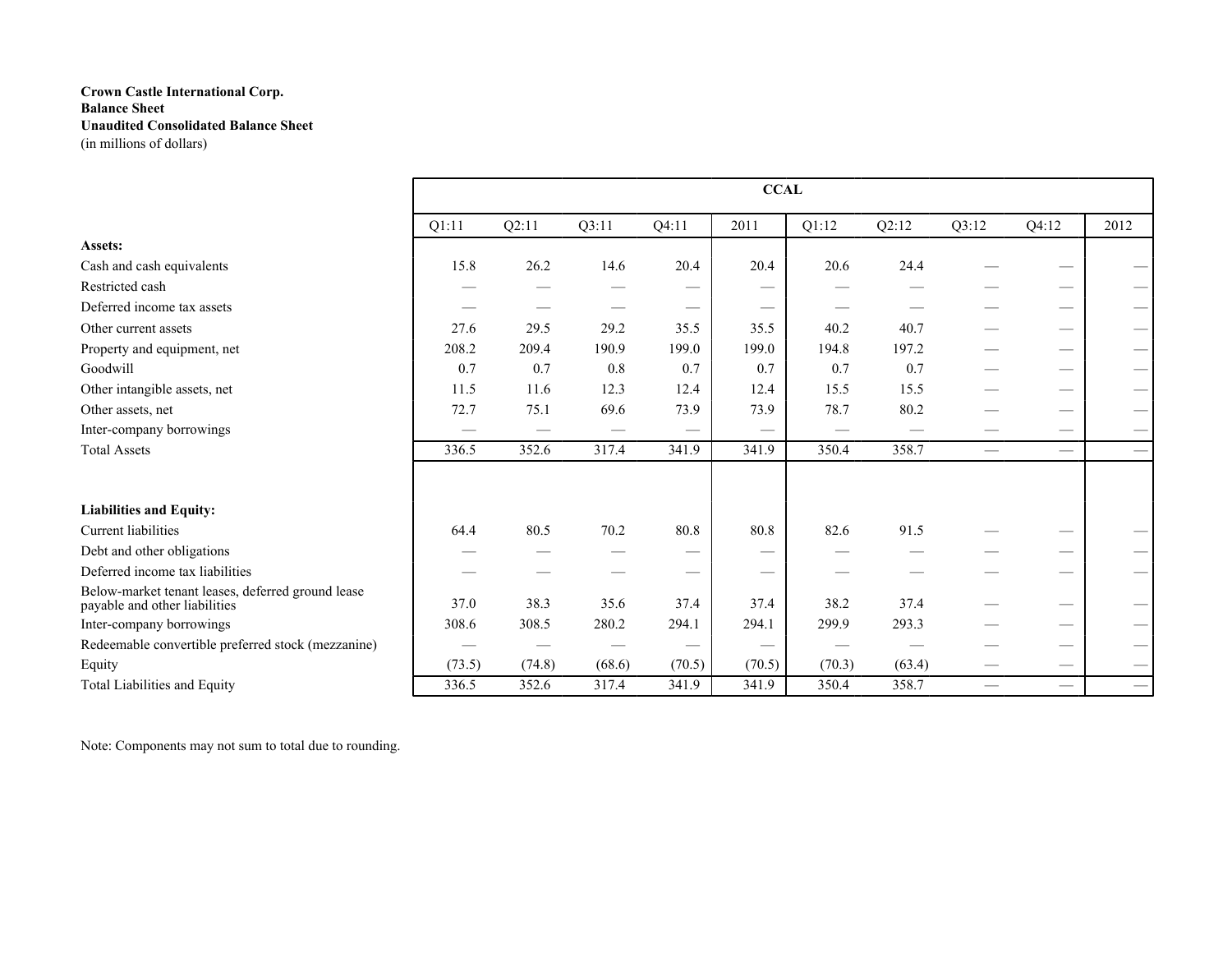**Crown Castle International Corp.**
**Balance Sheet**
**Unaudited Consolidated Balance Sheet**
(in millions of dollars)

| | CCAL | | | | | | | | | |
|---|---|---|---|---|---|---|---|---|---|---|
| | Q1:11 | Q2:11 | Q3:11 | Q4:11 | 2011 | Q1:12 | Q2:12 | Q3:12 | Q4:12 | 2012 |
| **Assets:** | | | | | | | | | | |
| Cash and cash equivalents | 15.8 | 26.2 | 14.6 | 20.4 | 20.4 | 20.6 | 24.4 | — | — | — |
| Restricted cash | — | — | — | — | — | — | — | — | — | — |
| Deferred income tax assets | — | — | — | — | — | — | — | — | — | — |
| Other current assets | 27.6 | 29.5 | 29.2 | 35.5 | 35.5 | 40.2 | 40.7 | — | — | — |
| Property and equipment, net | 208.2 | 209.4 | 190.9 | 199.0 | 199.0 | 194.8 | 197.2 | — | — | — |
| Goodwill | 0.7 | 0.7 | 0.8 | 0.7 | 0.7 | 0.7 | 0.7 | — | — | — |
| Other intangible assets, net | 11.5 | 11.6 | 12.3 | 12.4 | 12.4 | 15.5 | 15.5 | — | — | — |
| Other assets, net | 72.7 | 75.1 | 69.6 | 73.9 | 73.9 | 78.7 | 80.2 | — | — | — |
| Inter-company borrowings | — | — | — | — | — | — | — | — | — | — |
| Total Assets | 336.5 | 352.6 | 317.4 | 341.9 | 341.9 | 350.4 | 358.7 | — | — | — |
| | | | | | | | | | | |
| **Liabilities and Equity:** | | | | | | | | | | |
| Current liabilities | 64.4 | 80.5 | 70.2 | 80.8 | 80.8 | 82.6 | 91.5 | — | — | — |
| Debt and other obligations | — | — | — | — | — | — | — | — | — | — |
| Deferred income tax liabilities | — | — | — | — | — | — | — | — | — | — |
| Below-market tenant leases, deferred ground lease payable and other liabilities | 37.0 | 38.3 | 35.6 | 37.4 | 37.4 | 38.2 | 37.4 | — | — | — |
| Inter-company borrowings | 308.6 | 308.5 | 280.2 | 294.1 | 294.1 | 299.9 | 293.3 | — | — | — |
| Redeemable convertible preferred stock (mezzanine) | — | — | — | — | — | — | — | — | — | — |
| Equity | (73.5) | (74.8) | (68.6) | (70.5) | (70.5) | (70.3) | (63.4) | — | — | — |
| Total Liabilities and Equity | 336.5 | 352.6 | 317.4 | 341.9 | 341.9 | 350.4 | 358.7 | — | — | — |

Note: Components may not sum to total due to rounding.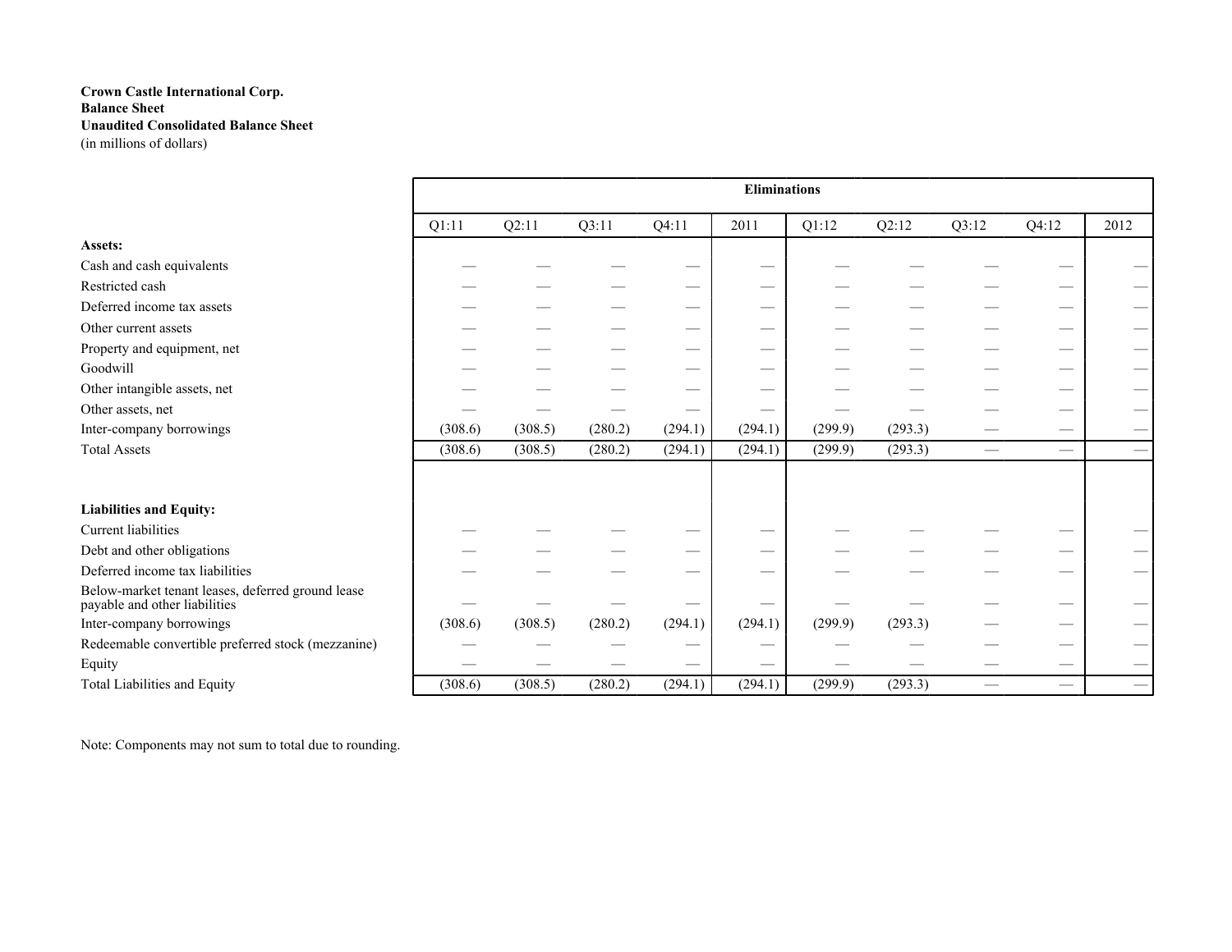**Crown Castle International Corp.**
**Balance Sheet**
**Unaudited Consolidated Balance Sheet**
(in millions of dollars)

| | Eliminations | | | | | | | | | |
|---|---|---|---|---|---|---|---|---|---|---|
| | Q1:11 | Q2:11 | Q3:11 | Q4:11 | 2011 | Q1:12 | Q2:12 | Q3:12 | Q4:12 | 2012 |
| **Assets:** | | | | | | | | | | |
| Cash and cash equivalents | — | — | — | — | — | — | — | — | — | — |
| Restricted cash | — | — | — | — | — | — | — | — | — | — |
| Deferred income tax assets | — | — | — | — | — | — | — | — | — | — |
| Other current assets | — | — | — | — | — | — | — | — | — | — |
| Property and equipment, net | — | — | — | — | — | — | — | — | — | — |
| Goodwill | — | — | — | — | — | — | — | — | — | — |
| Other intangible assets, net | — | — | — | — | — | — | — | — | — | — |
| Other assets, net | — | — | — | — | — | — | — | — | — | — |
| Inter-company borrowings | (308.6) | (308.5) | (280.2) | (294.1) | (294.1) | (299.9) | (293.3) | — | — | — |
| Total Assets | (308.6) | (308.5) | (280.2) | (294.1) | (294.1) | (299.9) | (293.3) | — | — | — |
| **Liabilities and Equity:** | | | | | | | | | | |
| Current liabilities | — | — | — | — | — | — | — | — | — | — |
| Debt and other obligations | — | — | — | — | — | — | — | — | — | — |
| Deferred income tax liabilities | — | — | — | — | — | — | — | — | — | — |
| Below-market tenant leases, deferred ground lease payable and other liabilities | — | — | — | — | — | — | — | — | — | — |
| Inter-company borrowings | (308.6) | (308.5) | (280.2) | (294.1) | (294.1) | (299.9) | (293.3) | — | — | — |
| Redeemable convertible preferred stock (mezzanine) | — | — | — | — | — | — | — | — | — | — |
| Equity | — | — | — | — | — | — | — | — | — | — |
| Total Liabilities and Equity | (308.6) | (308.5) | (280.2) | (294.1) | (294.1) | (299.9) | (293.3) | — | — | — |

Note: Components may not sum to total due to rounding.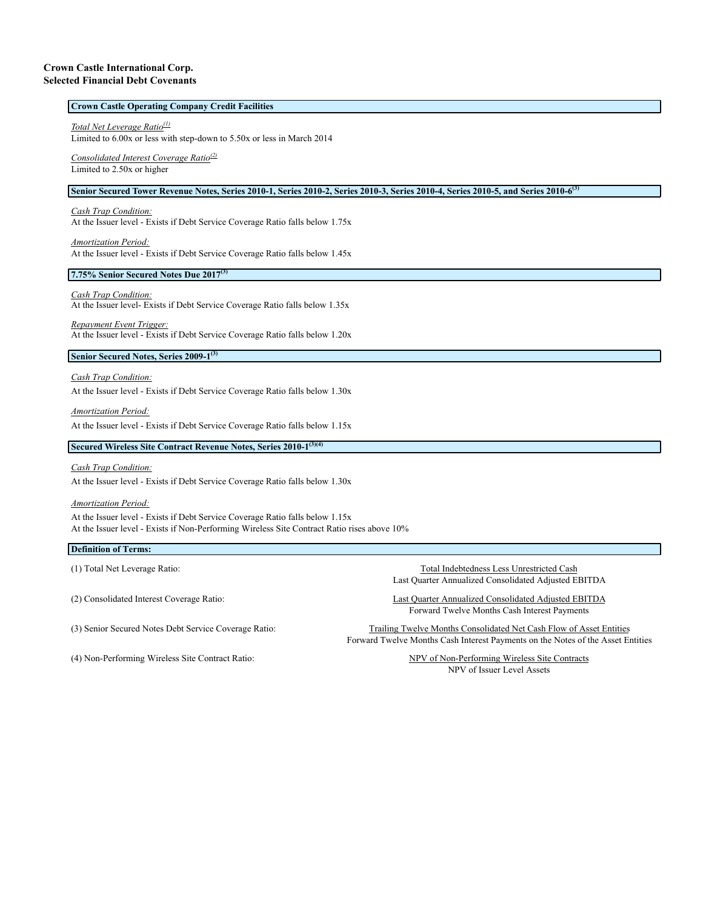**Crown Castle International Corp.**
**Selected Financial Debt Covenants**

### Crown Castle Operating Company Credit Facilities

*Total Net Leverage Ratio*[(1)]
Limited to 6.00x or less with step-down to 5.50x or less in March 2014

*Consolidated Interest Coverage Ratio*[(2)]
Limited to 2.50x or higher

### Senior Secured Tower Revenue Notes, Series 2010-1, Series 2010-2, Series 2010-3, Series 2010-4, Series 2010-5, and Series 2010-6[(3)]

*Cash Trap Condition:*
At the Issuer level - Exists if Debt Service Coverage Ratio falls below 1.75x

*Amortization Period:*
At the Issuer level - Exists if Debt Service Coverage Ratio falls below 1.45x

### 7.75% Senior Secured Notes Due 2017[(3)]

*Cash Trap Condition:*
At the Issuer level- Exists if Debt Service Coverage Ratio falls below 1.35x

*Repayment Event Trigger:*
At the Issuer level - Exists if Debt Service Coverage Ratio falls below 1.20x

### Senior Secured Notes, Series 2009-1[(3)]

*Cash Trap Condition:*
At the Issuer level - Exists if Debt Service Coverage Ratio falls below 1.30x

*Amortization Period:*
At the Issuer level - Exists if Debt Service Coverage Ratio falls below 1.15x

### Secured Wireless Site Contract Revenue Notes, Series 2010-1[(3)(4)]

*Cash Trap Condition:*
At the Issuer level - Exists if Debt Service Coverage Ratio falls below 1.30x

*Amortization Period:*
At the Issuer level - Exists if Debt Service Coverage Ratio falls below 1.15x
At the Issuer level - Exists if Non-Performing Wireless Site Contract Ratio rises above 10%

### Definition of Terms:

(1) Total Net Leverage Ratio:

$$\frac{\text{Total Indebtedness Less Unrestricted Cash}}{\text{Last Quarter Annualized Consolidated Adjusted EBITDA}}$$

(2) Consolidated Interest Coverage Ratio:

$$\frac{\text{Last Quarter Annualized Consolidated Adjusted EBITDA}}{\text{Forward Twelve Months Cash Interest Payments}}$$

(3) Senior Secured Notes Debt Service Coverage Ratio:

$$\frac{\text{Trailing Twelve Months Consolidated Net Cash Flow of Asset Entities}}{\text{Forward Twelve Months Cash Interest Payments on the Notes of the Asset Entities}}$$

(4) Non-Performing Wireless Site Contract Ratio:

$$\frac{\text{NPV of Non-Performing Wireless Site Contracts}}{\text{NPV of Issuer Level Assets}}$$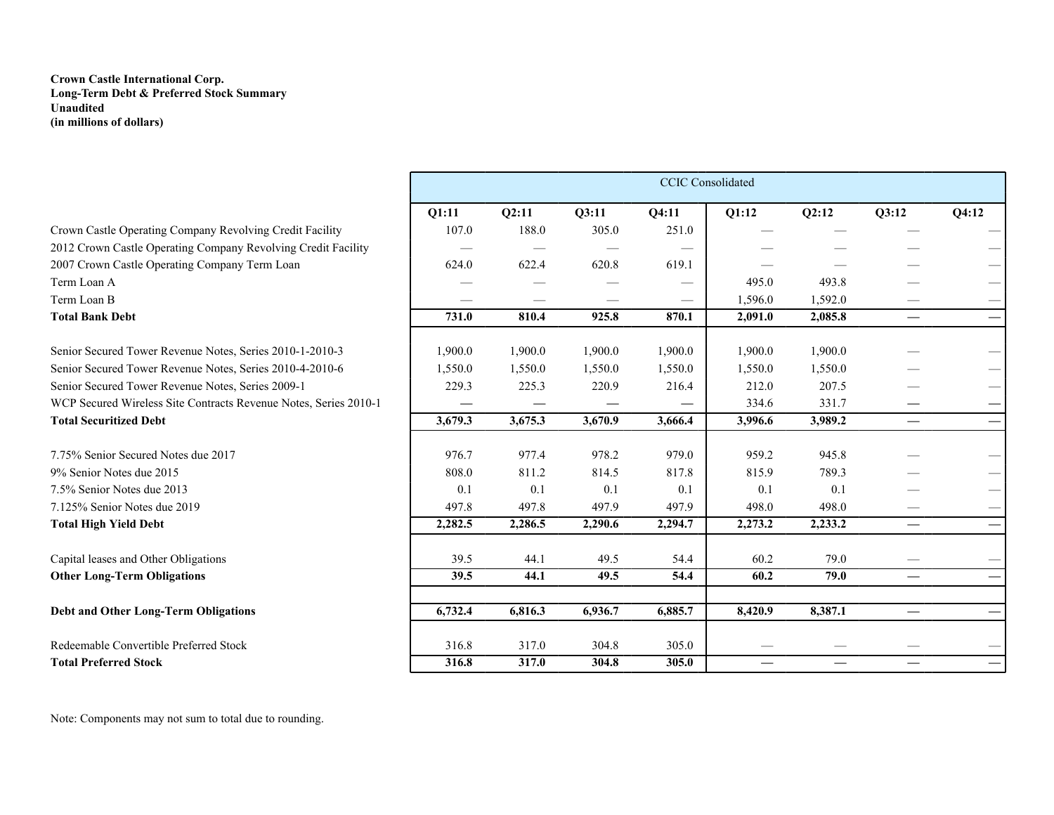**Crown Castle International Corp.**
**Long-Term Debt & Preferred Stock Summary**
**Unaudited**
**(in millions of dollars)**

| | CCIC Consolidated | | | | | | | |
|---|---|---|---|---|---|---|---|---|
| | **Q1:11** | **Q2:11** | **Q3:11** | **Q4:11** | **Q1:12** | **Q2:12** | **Q3:12** | **Q4:12** |
| Crown Castle Operating Company Revolving Credit Facility | 107.0 | 188.0 | 305.0 | 251.0 | — | — | — | — |
| 2012 Crown Castle Operating Company Revolving Credit Facility | — | — | — | — | — | — | — | — |
| 2007 Crown Castle Operating Company Term Loan | 624.0 | 622.4 | 620.8 | 619.1 | — | — | — | — |
| Term Loan A | — | — | — | — | 495.0 | 493.8 | — | — |
| Term Loan B | — | — | — | — | 1,596.0 | 1,592.0 | — | — |
| **Total Bank Debt** | **731.0** | **810.4** | **925.8** | **870.1** | **2,091.0** | **2,085.8** | **—** | **—** |
| | | | | | | | | |
| Senior Secured Tower Revenue Notes, Series 2010-1-2010-3 | 1,900.0 | 1,900.0 | 1,900.0 | 1,900.0 | 1,900.0 | 1,900.0 | — | — |
| Senior Secured Tower Revenue Notes, Series 2010-4-2010-6 | 1,550.0 | 1,550.0 | 1,550.0 | 1,550.0 | 1,550.0 | 1,550.0 | — | — |
| Senior Secured Tower Revenue Notes, Series 2009-1 | 229.3 | 225.3 | 220.9 | 216.4 | 212.0 | 207.5 | — | — |
| WCP Secured Wireless Site Contracts Revenue Notes, Series 2010-1 | — | — | — | — | 334.6 | 331.7 | — | — |
| **Total Securitized Debt** | **3,679.3** | **3,675.3** | **3,670.9** | **3,666.4** | **3,996.6** | **3,989.2** | **—** | **—** |
| | | | | | | | | |
| 7.75% Senior Secured Notes due 2017 | 976.7 | 977.4 | 978.2 | 979.0 | 959.2 | 945.8 | — | — |
| 9% Senior Notes due 2015 | 808.0 | 811.2 | 814.5 | 817.8 | 815.9 | 789.3 | — | — |
| 7.5% Senior Notes due 2013 | 0.1 | 0.1 | 0.1 | 0.1 | 0.1 | 0.1 | — | — |
| 7.125% Senior Notes due 2019 | 497.8 | 497.8 | 497.9 | 497.9 | 498.0 | 498.0 | — | — |
| **Total High Yield Debt** | **2,282.5** | **2,286.5** | **2,290.6** | **2,294.7** | **2,273.2** | **2,233.2** | **—** | **—** |
| | | | | | | | | |
| Capital leases and Other Obligations | 39.5 | 44.1 | 49.5 | 54.4 | 60.2 | 79.0 | — | — |
| **Other Long-Term Obligations** | **39.5** | **44.1** | **49.5** | **54.4** | **60.2** | **79.0** | **—** | **—** |
| | | | | | | | | |
| **Debt and Other Long-Term Obligations** | **6,732.4** | **6,816.3** | **6,936.7** | **6,885.7** | **8,420.9** | **8,387.1** | **—** | **—** |
| | | | | | | | | |
| Redeemable Convertible Preferred Stock | 316.8 | 317.0 | 304.8 | 305.0 | — | — | — | — |
| **Total Preferred Stock** | **316.8** | **317.0** | **304.8** | **305.0** | **—** | **—** | **—** | **—** |

Note: Components may not sum to total due to rounding.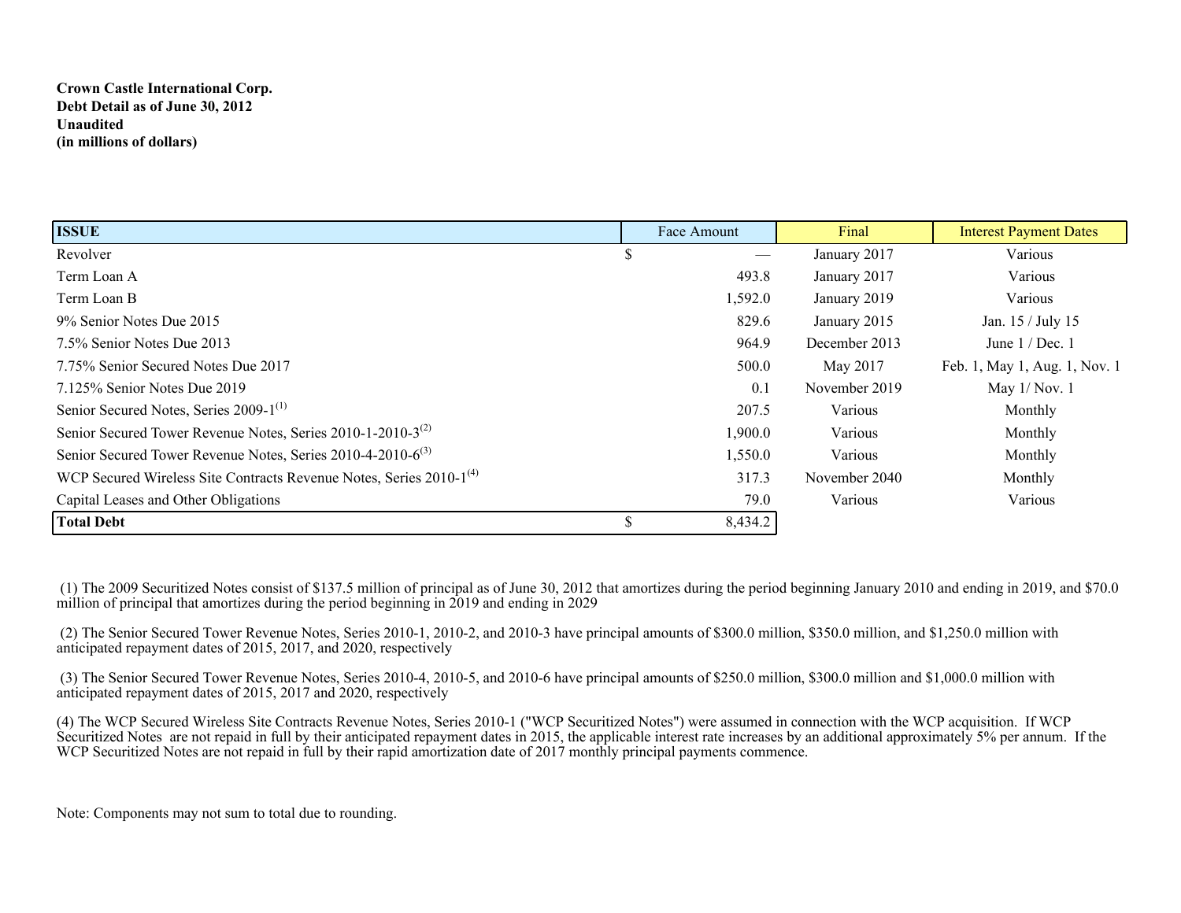**Crown Castle International Corp.**
**Debt Detail as of June 30, 2012**
**Unaudited**
**(in millions of dollars)**

| ISSUE | Face Amount | Final | Interest Payment Dates |
|---|---|---|---|
| Revolver | $ — | January 2017 | Various |
| Term Loan A | 493.8 | January 2017 | Various |
| Term Loan B | 1,592.0 | January 2019 | Various |
| 9% Senior Notes Due 2015 | 829.6 | January 2015 | Jan. 15 / July 15 |
| 7.5% Senior Notes Due 2013 | 964.9 | December 2013 | June 1 / Dec. 1 |
| 7.75% Senior Secured Notes Due 2017 | 500.0 | May 2017 | Feb. 1, May 1, Aug. 1, Nov. 1 |
| 7.125% Senior Notes Due 2019 | 0.1 | November 2019 | May 1/ Nov. 1 |
| Senior Secured Notes, Series 2009-1(1) | 207.5 | Various | Monthly |
| Senior Secured Tower Revenue Notes, Series 2010-1-2010-3(2) | 1,900.0 | Various | Monthly |
| Senior Secured Tower Revenue Notes, Series 2010-4-2010-6(3) | 1,550.0 | Various | Monthly |
| WCP Secured Wireless Site Contracts Revenue Notes, Series 2010-1(4) | 317.3 | November 2040 | Monthly |
| Capital Leases and Other Obligations | 79.0 | Various | Various |
| **Total Debt** | $ 8,434.2 | | |

(1) The 2009 Securitized Notes consist of $137.5 million of principal as of June 30, 2012 that amortizes during the period beginning January 2010 and ending in 2019, and $70.0 million of principal that amortizes during the period beginning in 2019 and ending in 2029

(2) The Senior Secured Tower Revenue Notes, Series 2010-1, 2010-2, and 2010-3 have principal amounts of $300.0 million, $350.0 million, and $1,250.0 million with anticipated repayment dates of 2015, 2017, and 2020, respectively

(3) The Senior Secured Tower Revenue Notes, Series 2010-4, 2010-5, and 2010-6 have principal amounts of $250.0 million, $300.0 million and $1,000.0 million with anticipated repayment dates of 2015, 2017 and 2020, respectively

(4) The WCP Secured Wireless Site Contracts Revenue Notes, Series 2010-1 ("WCP Securitized Notes") were assumed in connection with the WCP acquisition. If WCP Securitized Notes are not repaid in full by their anticipated repayment dates in 2015, the applicable interest rate increases by an additional approximately 5% per annum. If the WCP Securitized Notes are not repaid in full by their rapid amortization date of 2017 monthly principal payments commence.

Note: Components may not sum to total due to rounding.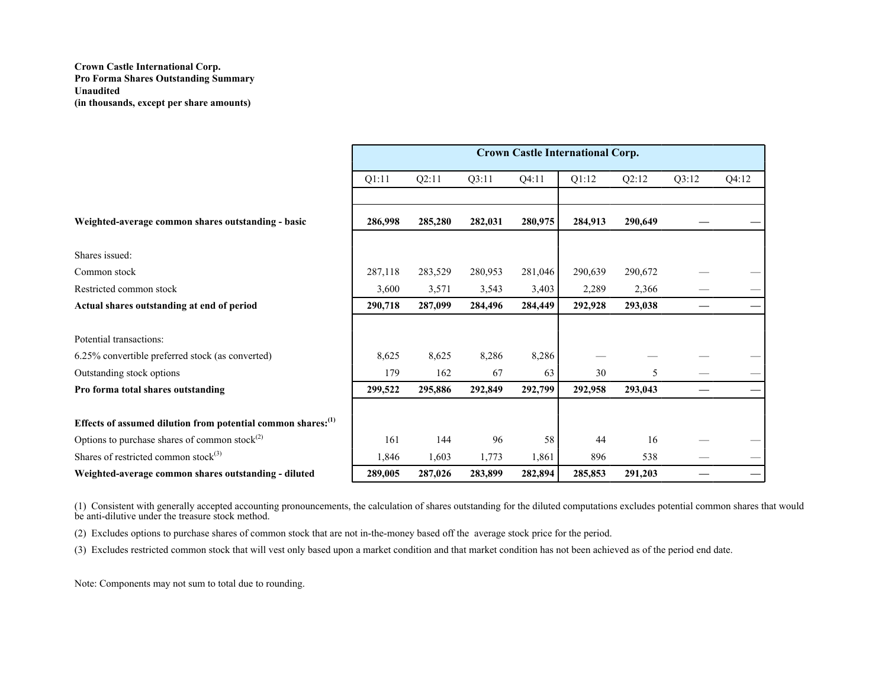**Crown Castle International Corp.**
**Pro Forma Shares Outstanding Summary**
**Unaudited**
**(in thousands, except per share amounts)**

| | Crown Castle International Corp. | | | | | | | |
|---|---|---|---|---|---|---|---|---|
| | Q1:11 | Q2:11 | Q3:11 | Q4:11 | Q1:12 | Q2:12 | Q3:12 | Q4:12 |
| **Weighted-average common shares outstanding - basic** | **286,998** | **285,280** | **282,031** | **280,975** | **284,913** | **290,649** | **—** | **—** |
| Shares issued: | | | | | | | | |
| Common stock | 287,118 | 283,529 | 280,953 | 281,046 | 290,639 | 290,672 | — | — |
| Restricted common stock | 3,600 | 3,571 | 3,543 | 3,403 | 2,289 | 2,366 | — | — |
| **Actual shares outstanding at end of period** | **290,718** | **287,099** | **284,496** | **284,449** | **292,928** | **293,038** | **—** | **—** |
| Potential transactions: | | | | | | | | |
| 6.25% convertible preferred stock (as converted) | 8,625 | 8,625 | 8,286 | 8,286 | — | — | — | — |
| Outstanding stock options | 179 | 162 | 67 | 63 | 30 | 5 | — | — |
| **Pro forma total shares outstanding** | **299,522** | **295,886** | **292,849** | **292,799** | **292,958** | **293,043** | **—** | **—** |
| **Effects of assumed dilution from potential common shares:**[(1)] | | | | | | | | |
| Options to purchase shares of common stock[(2)] | 161 | 144 | 96 | 58 | 44 | 16 | — | — |
| Shares of restricted common stock[(3)] | 1,846 | 1,603 | 1,773 | 1,861 | 896 | 538 | — | — |
| **Weighted-average common shares outstanding - diluted** | **289,005** | **287,026** | **283,899** | **282,894** | **285,853** | **291,203** | **—** | **—** |

(1) Consistent with generally accepted accounting pronouncements, the calculation of shares outstanding for the diluted computations excludes potential common shares that would be anti-dilutive under the treasure stock method.

(2) Excludes options to purchase shares of common stock that are not in-the-money based off the average stock price for the period.

(3) Excludes restricted common stock that will vest only based upon a market condition and that market condition has not been achieved as of the period end date.

Note: Components may not sum to total due to rounding.